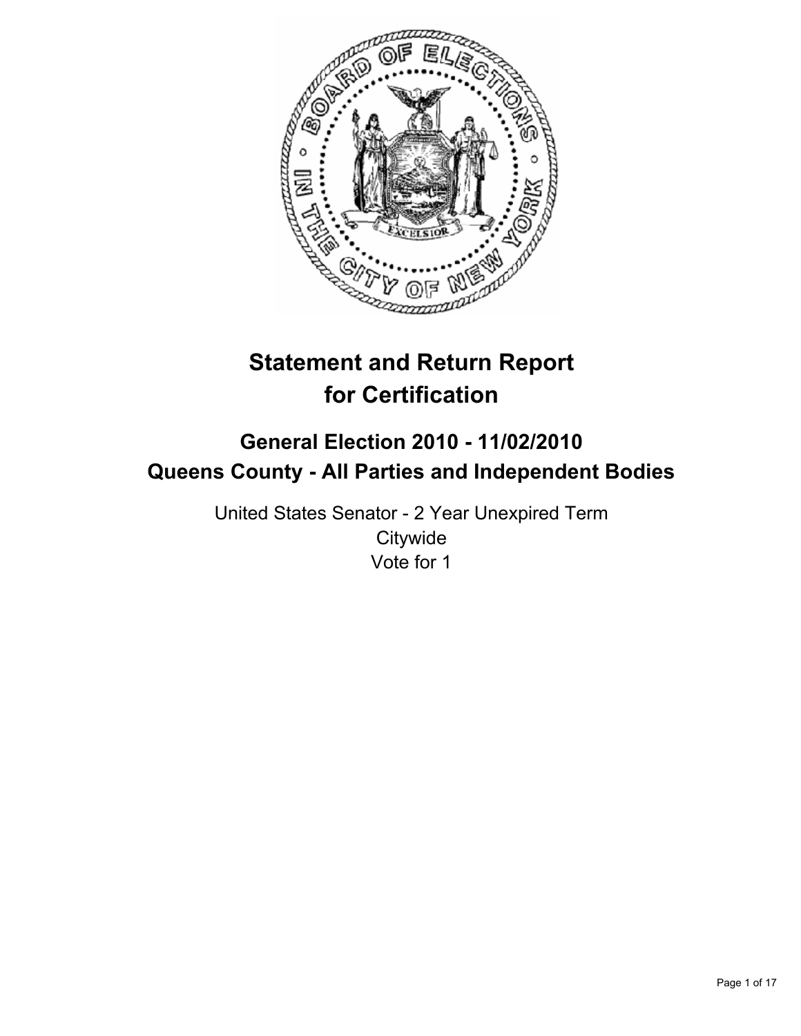# Statement and Return Report for Certification

## General Election 2010 - 11/02/2010
## Queens County - All Parties and Independent Bodies

United States Senator - 2 Year Unexpired Term
Citywide
Vote for 1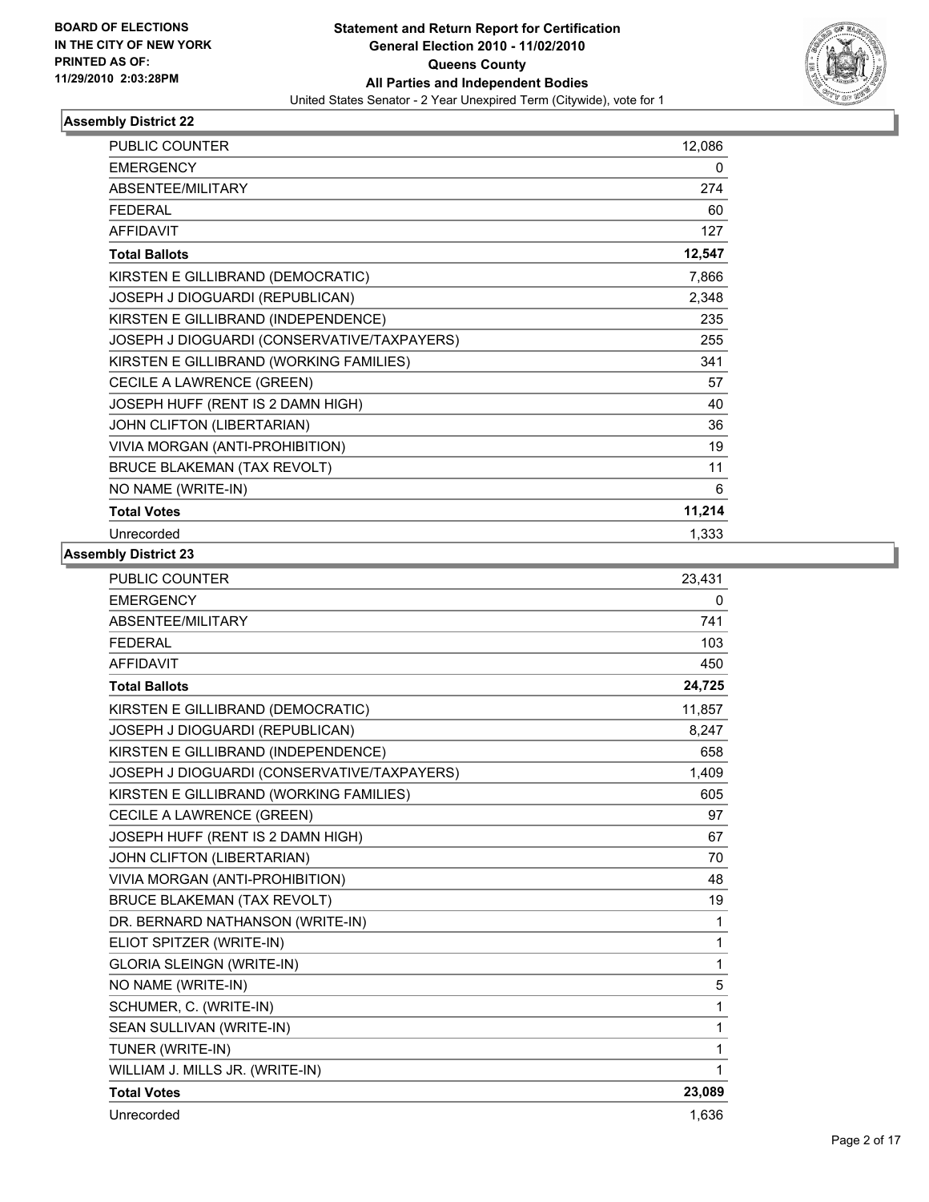BOARD OF ELECTIONS
IN THE CITY OF NEW YORK
PRINTED AS OF:
11/29/2010 2:03:28PM

**Statement and Return Report for Certification**
**General Election 2010 - 11/02/2010**
**Queens County**
**All Parties and Independent Bodies**
United States Senator - 2 Year Unexpired Term (Citywide), vote for 1

## Assembly District 22

| | |
|---|---|
| PUBLIC COUNTER | 12,086 |
| EMERGENCY | 0 |
| ABSENTEE/MILITARY | 274 |
| FEDERAL | 60 |
| AFFIDAVIT | 127 |
| **Total Ballots** | **12,547** |
| KIRSTEN E GILLIBRAND (DEMOCRATIC) | 7,866 |
| JOSEPH J DIOGUARDI (REPUBLICAN) | 2,348 |
| KIRSTEN E GILLIBRAND (INDEPENDENCE) | 235 |
| JOSEPH J DIOGUARDI (CONSERVATIVE/TAXPAYERS) | 255 |
| KIRSTEN E GILLIBRAND (WORKING FAMILIES) | 341 |
| CECILE A LAWRENCE (GREEN) | 57 |
| JOSEPH HUFF (RENT IS 2 DAMN HIGH) | 40 |
| JOHN CLIFTON (LIBERTARIAN) | 36 |
| VIVIA MORGAN (ANTI-PROHIBITION) | 19 |
| BRUCE BLAKEMAN (TAX REVOLT) | 11 |
| NO NAME (WRITE-IN) | 6 |
| **Total Votes** | **11,214** |
| Unrecorded | 1,333 |

## Assembly District 23

| | |
|---|---|
| PUBLIC COUNTER | 23,431 |
| EMERGENCY | 0 |
| ABSENTEE/MILITARY | 741 |
| FEDERAL | 103 |
| AFFIDAVIT | 450 |
| **Total Ballots** | **24,725** |
| KIRSTEN E GILLIBRAND (DEMOCRATIC) | 11,857 |
| JOSEPH J DIOGUARDI (REPUBLICAN) | 8,247 |
| KIRSTEN E GILLIBRAND (INDEPENDENCE) | 658 |
| JOSEPH J DIOGUARDI (CONSERVATIVE/TAXPAYERS) | 1,409 |
| KIRSTEN E GILLIBRAND (WORKING FAMILIES) | 605 |
| CECILE A LAWRENCE (GREEN) | 97 |
| JOSEPH HUFF (RENT IS 2 DAMN HIGH) | 67 |
| JOHN CLIFTON (LIBERTARIAN) | 70 |
| VIVIA MORGAN (ANTI-PROHIBITION) | 48 |
| BRUCE BLAKEMAN (TAX REVOLT) | 19 |
| DR. BERNARD NATHANSON (WRITE-IN) | 1 |
| ELIOT SPITZER (WRITE-IN) | 1 |
| GLORIA SLEINGN (WRITE-IN) | 1 |
| NO NAME (WRITE-IN) | 5 |
| SCHUMER, C. (WRITE-IN) | 1 |
| SEAN SULLIVAN (WRITE-IN) | 1 |
| TUNER (WRITE-IN) | 1 |
| WILLIAM J. MILLS JR. (WRITE-IN) | 1 |
| **Total Votes** | **23,089** |
| Unrecorded | 1,636 |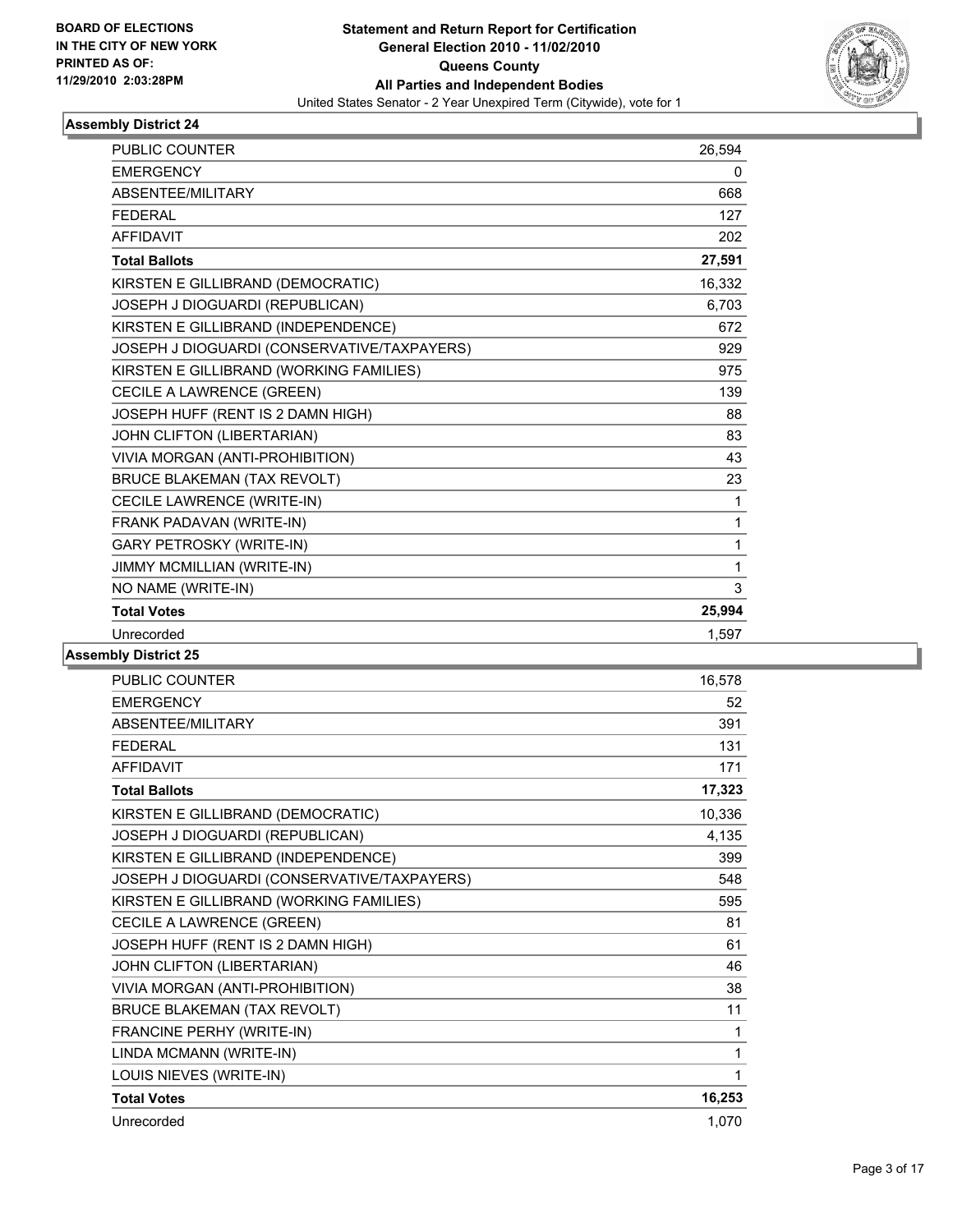**BOARD OF ELECTIONS IN THE CITY OF NEW YORK PRINTED AS OF: 11/29/2010 2:03:28PM**

**Statement and Return Report for Certification General Election 2010 - 11/02/2010 Queens County All Parties and Independent Bodies**

United States Senator - 2 Year Unexpired Term (Citywide), vote for 1

### Assembly District 24

| | |
|---|---|
| PUBLIC COUNTER | 26,594 |
| EMERGENCY | 0 |
| ABSENTEE/MILITARY | 668 |
| FEDERAL | 127 |
| AFFIDAVIT | 202 |
| **Total Ballots** | **27,591** |
| KIRSTEN E GILLIBRAND (DEMOCRATIC) | 16,332 |
| JOSEPH J DIOGUARDI (REPUBLICAN) | 6,703 |
| KIRSTEN E GILLIBRAND (INDEPENDENCE) | 672 |
| JOSEPH J DIOGUARDI (CONSERVATIVE/TAXPAYERS) | 929 |
| KIRSTEN E GILLIBRAND (WORKING FAMILIES) | 975 |
| CECILE A LAWRENCE (GREEN) | 139 |
| JOSEPH HUFF (RENT IS 2 DAMN HIGH) | 88 |
| JOHN CLIFTON (LIBERTARIAN) | 83 |
| VIVIA MORGAN (ANTI-PROHIBITION) | 43 |
| BRUCE BLAKEMAN (TAX REVOLT) | 23 |
| CECILE LAWRENCE (WRITE-IN) | 1 |
| FRANK PADAVAN (WRITE-IN) | 1 |
| GARY PETROSKY (WRITE-IN) | 1 |
| JIMMY MCMILLIAN (WRITE-IN) | 1 |
| NO NAME (WRITE-IN) | 3 |
| **Total Votes** | **25,994** |
| Unrecorded | 1,597 |

### Assembly District 25

| | |
|---|---|
| PUBLIC COUNTER | 16,578 |
| EMERGENCY | 52 |
| ABSENTEE/MILITARY | 391 |
| FEDERAL | 131 |
| AFFIDAVIT | 171 |
| **Total Ballots** | **17,323** |
| KIRSTEN E GILLIBRAND (DEMOCRATIC) | 10,336 |
| JOSEPH J DIOGUARDI (REPUBLICAN) | 4,135 |
| KIRSTEN E GILLIBRAND (INDEPENDENCE) | 399 |
| JOSEPH J DIOGUARDI (CONSERVATIVE/TAXPAYERS) | 548 |
| KIRSTEN E GILLIBRAND (WORKING FAMILIES) | 595 |
| CECILE A LAWRENCE (GREEN) | 81 |
| JOSEPH HUFF (RENT IS 2 DAMN HIGH) | 61 |
| JOHN CLIFTON (LIBERTARIAN) | 46 |
| VIVIA MORGAN (ANTI-PROHIBITION) | 38 |
| BRUCE BLAKEMAN (TAX REVOLT) | 11 |
| FRANCINE PERHY (WRITE-IN) | 1 |
| LINDA MCMANN (WRITE-IN) | 1 |
| LOUIS NIEVES (WRITE-IN) | 1 |
| **Total Votes** | **16,253** |
| Unrecorded | 1,070 |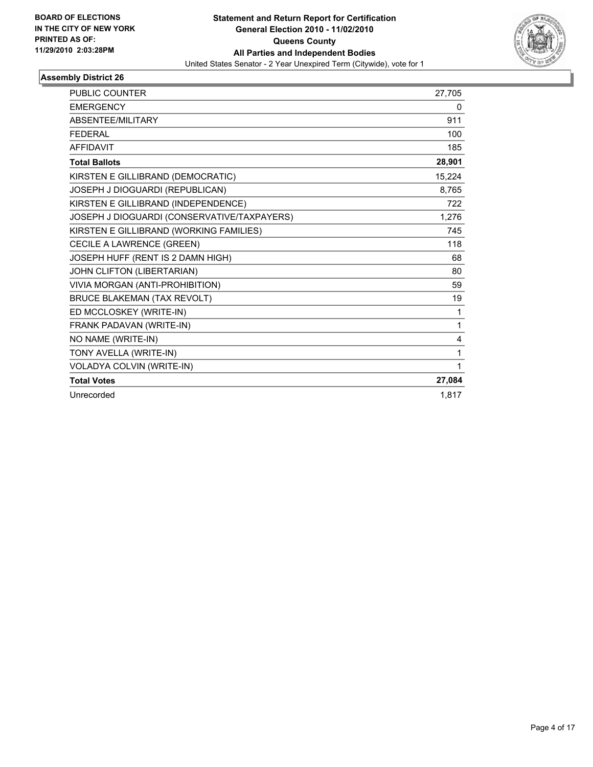**BOARD OF ELECTIONS IN THE CITY OF NEW YORK PRINTED AS OF: 11/29/2010 2:03:28PM**

**Statement and Return Report for Certification**
**General Election 2010 - 11/02/2010**
**Queens County**
**All Parties and Independent Bodies**
United States Senator - 2 Year Unexpired Term (Citywide), vote for 1

### Assembly District 26

| | |
|---|---|
| PUBLIC COUNTER | 27,705 |
| EMERGENCY | 0 |
| ABSENTEE/MILITARY | 911 |
| FEDERAL | 100 |
| AFFIDAVIT | 185 |
| **Total Ballots** | **28,901** |
| KIRSTEN E GILLIBRAND (DEMOCRATIC) | 15,224 |
| JOSEPH J DIOGUARDI (REPUBLICAN) | 8,765 |
| KIRSTEN E GILLIBRAND (INDEPENDENCE) | 722 |
| JOSEPH J DIOGUARDI (CONSERVATIVE/TAXPAYERS) | 1,276 |
| KIRSTEN E GILLIBRAND (WORKING FAMILIES) | 745 |
| CECILE A LAWRENCE (GREEN) | 118 |
| JOSEPH HUFF (RENT IS 2 DAMN HIGH) | 68 |
| JOHN CLIFTON (LIBERTARIAN) | 80 |
| VIVIA MORGAN (ANTI-PROHIBITION) | 59 |
| BRUCE BLAKEMAN (TAX REVOLT) | 19 |
| ED MCCLOSKEY (WRITE-IN) | 1 |
| FRANK PADAVAN (WRITE-IN) | 1 |
| NO NAME (WRITE-IN) | 4 |
| TONY AVELLA (WRITE-IN) | 1 |
| VOLADYA COLVIN (WRITE-IN) | 1 |
| **Total Votes** | **27,084** |
| Unrecorded | 1,817 |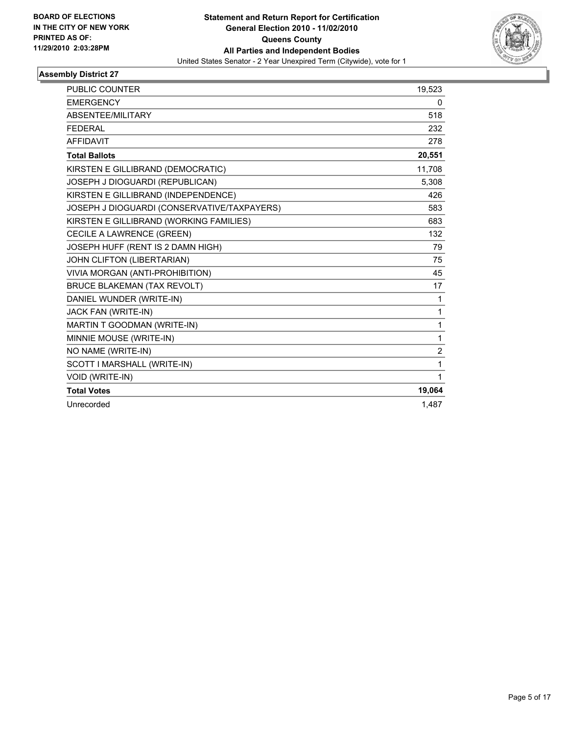**BOARD OF ELECTIONS IN THE CITY OF NEW YORK PRINTED AS OF: 11/29/2010 2:03:28PM**

**Statement and Return Report for Certification**
**General Election 2010 - 11/02/2010**
**Queens County**
**All Parties and Independent Bodies**
United States Senator - 2 Year Unexpired Term (Citywide), vote for 1

### Assembly District 27

| | |
|---|---|
| PUBLIC COUNTER | 19,523 |
| EMERGENCY | 0 |
| ABSENTEE/MILITARY | 518 |
| FEDERAL | 232 |
| AFFIDAVIT | 278 |
| **Total Ballots** | **20,551** |
| KIRSTEN E GILLIBRAND (DEMOCRATIC) | 11,708 |
| JOSEPH J DIOGUARDI (REPUBLICAN) | 5,308 |
| KIRSTEN E GILLIBRAND (INDEPENDENCE) | 426 |
| JOSEPH J DIOGUARDI (CONSERVATIVE/TAXPAYERS) | 583 |
| KIRSTEN E GILLIBRAND (WORKING FAMILIES) | 683 |
| CECILE A LAWRENCE (GREEN) | 132 |
| JOSEPH HUFF (RENT IS 2 DAMN HIGH) | 79 |
| JOHN CLIFTON (LIBERTARIAN) | 75 |
| VIVIA MORGAN (ANTI-PROHIBITION) | 45 |
| BRUCE BLAKEMAN (TAX REVOLT) | 17 |
| DANIEL WUNDER (WRITE-IN) | 1 |
| JACK FAN (WRITE-IN) | 1 |
| MARTIN T GOODMAN (WRITE-IN) | 1 |
| MINNIE MOUSE (WRITE-IN) | 1 |
| NO NAME (WRITE-IN) | 2 |
| SCOTT I MARSHALL (WRITE-IN) | 1 |
| VOID (WRITE-IN) | 1 |
| **Total Votes** | **19,064** |
| Unrecorded | 1,487 |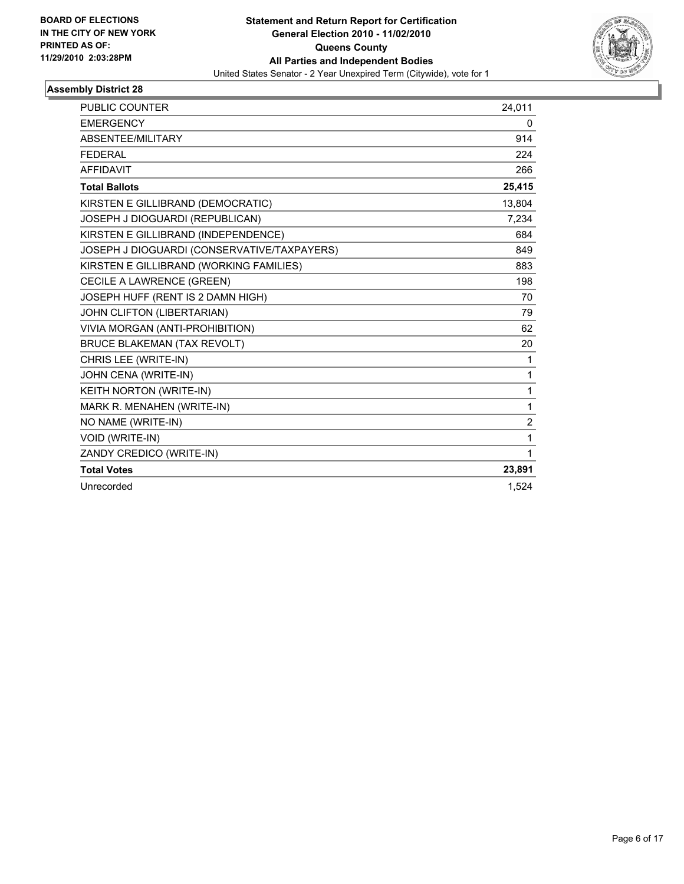**BOARD OF ELECTIONS IN THE CITY OF NEW YORK PRINTED AS OF: 11/29/2010 2:03:28PM**

**Statement and Return Report for Certification General Election 2010 - 11/02/2010 Queens County All Parties and Independent Bodies**

United States Senator - 2 Year Unexpired Term (Citywide), vote for 1

## Assembly District 28

| | |
|---|---|
| PUBLIC COUNTER | 24,011 |
| EMERGENCY | 0 |
| ABSENTEE/MILITARY | 914 |
| FEDERAL | 224 |
| AFFIDAVIT | 266 |
| **Total Ballots** | **25,415** |
| KIRSTEN E GILLIBRAND (DEMOCRATIC) | 13,804 |
| JOSEPH J DIOGUARDI (REPUBLICAN) | 7,234 |
| KIRSTEN E GILLIBRAND (INDEPENDENCE) | 684 |
| JOSEPH J DIOGUARDI (CONSERVATIVE/TAXPAYERS) | 849 |
| KIRSTEN E GILLIBRAND (WORKING FAMILIES) | 883 |
| CECILE A LAWRENCE (GREEN) | 198 |
| JOSEPH HUFF (RENT IS 2 DAMN HIGH) | 70 |
| JOHN CLIFTON (LIBERTARIAN) | 79 |
| VIVIA MORGAN (ANTI-PROHIBITION) | 62 |
| BRUCE BLAKEMAN (TAX REVOLT) | 20 |
| CHRIS LEE (WRITE-IN) | 1 |
| JOHN CENA (WRITE-IN) | 1 |
| KEITH NORTON (WRITE-IN) | 1 |
| MARK R. MENAHEN (WRITE-IN) | 1 |
| NO NAME (WRITE-IN) | 2 |
| VOID (WRITE-IN) | 1 |
| ZANDY CREDICO (WRITE-IN) | 1 |
| **Total Votes** | **23,891** |
| Unrecorded | 1,524 |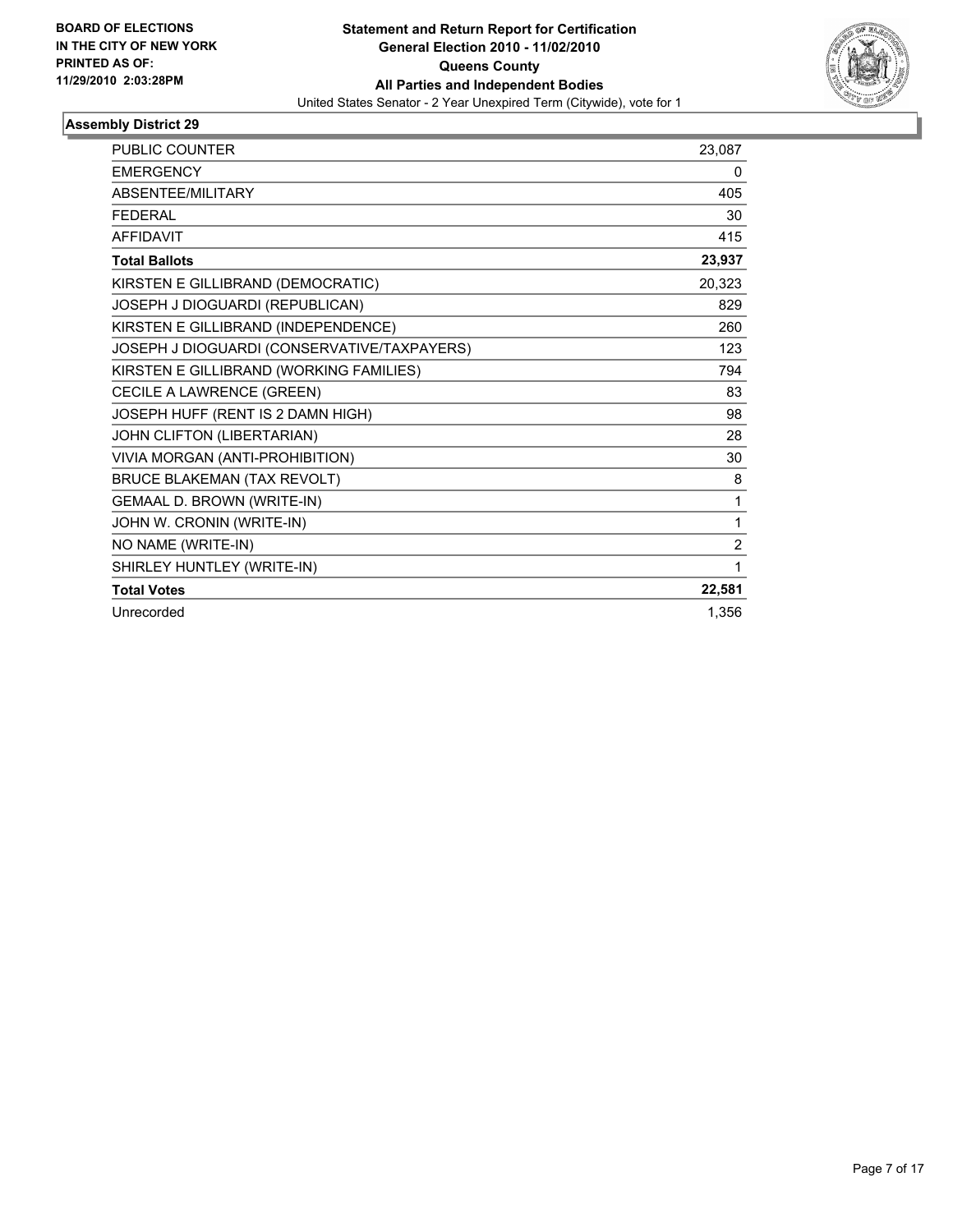**BOARD OF ELECTIONS IN THE CITY OF NEW YORK PRINTED AS OF: 11/29/2010 2:03:28PM**

**Statement and Return Report for Certification General Election 2010 - 11/02/2010 Queens County All Parties and Independent Bodies**

United States Senator - 2 Year Unexpired Term (Citywide), vote for 1

## Assembly District 29

| | |
|---|---|
| PUBLIC COUNTER | 23,087 |
| EMERGENCY | 0 |
| ABSENTEE/MILITARY | 405 |
| FEDERAL | 30 |
| AFFIDAVIT | 415 |
| **Total Ballots** | **23,937** |
| KIRSTEN E GILLIBRAND (DEMOCRATIC) | 20,323 |
| JOSEPH J DIOGUARDI (REPUBLICAN) | 829 |
| KIRSTEN E GILLIBRAND (INDEPENDENCE) | 260 |
| JOSEPH J DIOGUARDI (CONSERVATIVE/TAXPAYERS) | 123 |
| KIRSTEN E GILLIBRAND (WORKING FAMILIES) | 794 |
| CECILE A LAWRENCE (GREEN) | 83 |
| JOSEPH HUFF (RENT IS 2 DAMN HIGH) | 98 |
| JOHN CLIFTON (LIBERTARIAN) | 28 |
| VIVIA MORGAN (ANTI-PROHIBITION) | 30 |
| BRUCE BLAKEMAN (TAX REVOLT) | 8 |
| GEMAAL D. BROWN (WRITE-IN) | 1 |
| JOHN W. CRONIN (WRITE-IN) | 1 |
| NO NAME (WRITE-IN) | 2 |
| SHIRLEY HUNTLEY (WRITE-IN) | 1 |
| **Total Votes** | **22,581** |
| Unrecorded | 1,356 |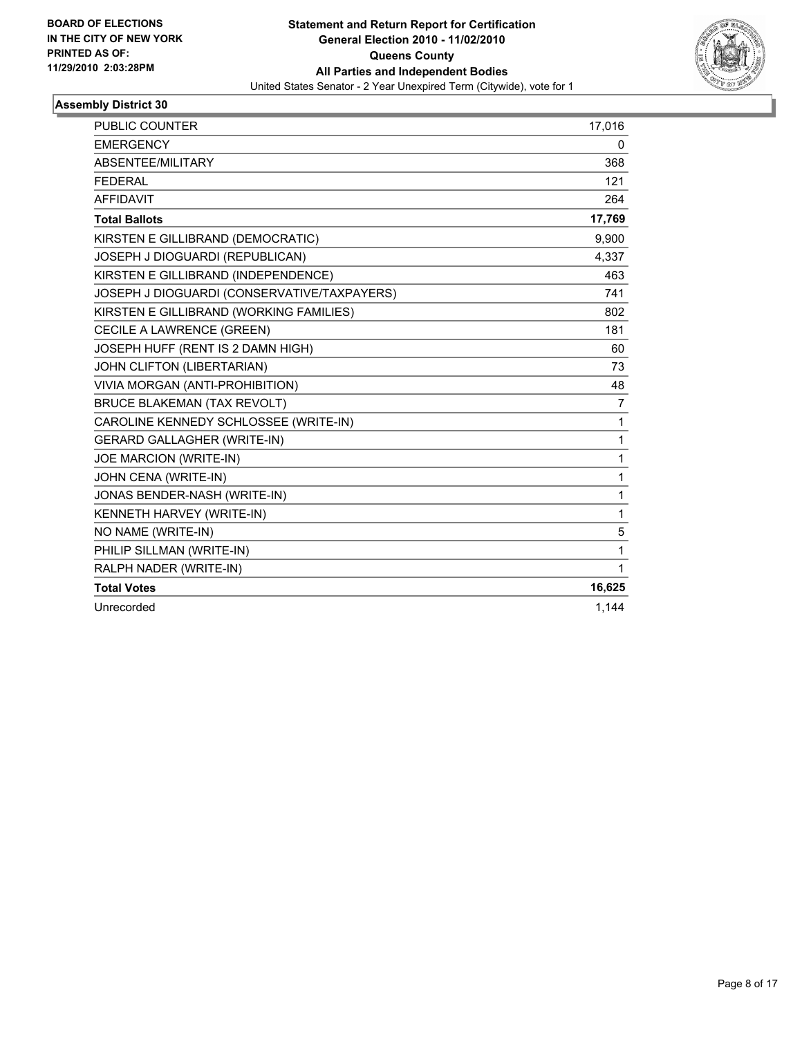**BOARD OF ELECTIONS IN THE CITY OF NEW YORK PRINTED AS OF: 11/29/2010 2:03:28PM**

**Statement and Return Report for Certification General Election 2010 - 11/02/2010 Queens County All Parties and Independent Bodies**

United States Senator - 2 Year Unexpired Term (Citywide), vote for 1

## Assembly District 30

| | |
|---|---|
| PUBLIC COUNTER | 17,016 |
| EMERGENCY | 0 |
| ABSENTEE/MILITARY | 368 |
| FEDERAL | 121 |
| AFFIDAVIT | 264 |
| **Total Ballots** | **17,769** |
| KIRSTEN E GILLIBRAND (DEMOCRATIC) | 9,900 |
| JOSEPH J DIOGUARDI (REPUBLICAN) | 4,337 |
| KIRSTEN E GILLIBRAND (INDEPENDENCE) | 463 |
| JOSEPH J DIOGUARDI (CONSERVATIVE/TAXPAYERS) | 741 |
| KIRSTEN E GILLIBRAND (WORKING FAMILIES) | 802 |
| CECILE A LAWRENCE (GREEN) | 181 |
| JOSEPH HUFF (RENT IS 2 DAMN HIGH) | 60 |
| JOHN CLIFTON (LIBERTARIAN) | 73 |
| VIVIA MORGAN (ANTI-PROHIBITION) | 48 |
| BRUCE BLAKEMAN (TAX REVOLT) | 7 |
| CAROLINE KENNEDY SCHLOSSEE (WRITE-IN) | 1 |
| GERARD GALLAGHER (WRITE-IN) | 1 |
| JOE MARCION (WRITE-IN) | 1 |
| JOHN CENA (WRITE-IN) | 1 |
| JONAS BENDER-NASH (WRITE-IN) | 1 |
| KENNETH HARVEY (WRITE-IN) | 1 |
| NO NAME (WRITE-IN) | 5 |
| PHILIP SILLMAN (WRITE-IN) | 1 |
| RALPH NADER (WRITE-IN) | 1 |
| **Total Votes** | **16,625** |
| Unrecorded | 1,144 |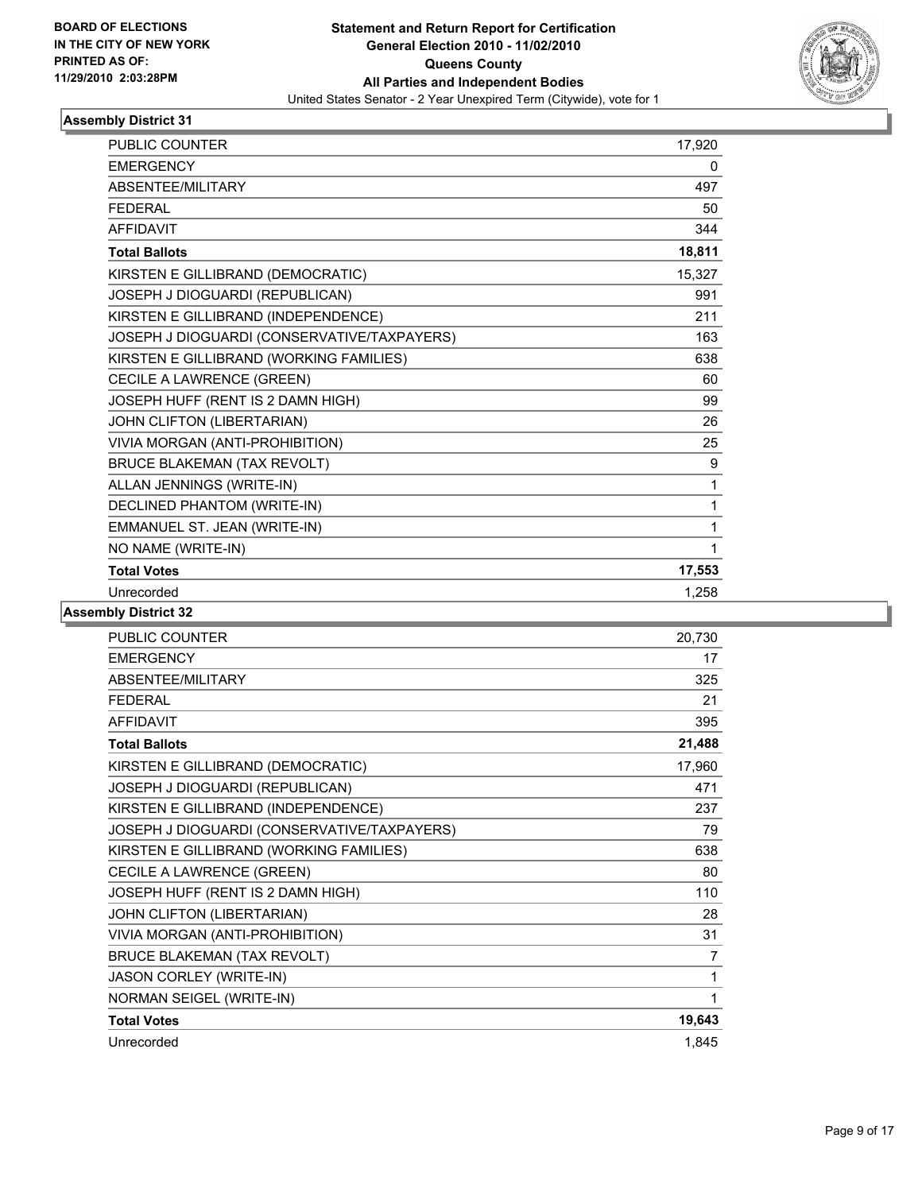**BOARD OF ELECTIONS IN THE CITY OF NEW YORK PRINTED AS OF: 11/29/2010 2:03:28PM**

**Statement and Return Report for Certification General Election 2010 - 11/02/2010 Queens County All Parties and Independent Bodies**
United States Senator - 2 Year Unexpired Term (Citywide), vote for 1

## Assembly District 31

| | |
|---|---|
| PUBLIC COUNTER | 17,920 |
| EMERGENCY | 0 |
| ABSENTEE/MILITARY | 497 |
| FEDERAL | 50 |
| AFFIDAVIT | 344 |
| **Total Ballots** | **18,811** |
| KIRSTEN E GILLIBRAND (DEMOCRATIC) | 15,327 |
| JOSEPH J DIOGUARDI (REPUBLICAN) | 991 |
| KIRSTEN E GILLIBRAND (INDEPENDENCE) | 211 |
| JOSEPH J DIOGUARDI (CONSERVATIVE/TAXPAYERS) | 163 |
| KIRSTEN E GILLIBRAND (WORKING FAMILIES) | 638 |
| CECILE A LAWRENCE (GREEN) | 60 |
| JOSEPH HUFF (RENT IS 2 DAMN HIGH) | 99 |
| JOHN CLIFTON (LIBERTARIAN) | 26 |
| VIVIA MORGAN (ANTI-PROHIBITION) | 25 |
| BRUCE BLAKEMAN (TAX REVOLT) | 9 |
| ALLAN JENNINGS (WRITE-IN) | 1 |
| DECLINED PHANTOM (WRITE-IN) | 1 |
| EMMANUEL ST. JEAN (WRITE-IN) | 1 |
| NO NAME (WRITE-IN) | 1 |
| **Total Votes** | **17,553** |
| Unrecorded | 1,258 |

## Assembly District 32

| | |
|---|---|
| PUBLIC COUNTER | 20,730 |
| EMERGENCY | 17 |
| ABSENTEE/MILITARY | 325 |
| FEDERAL | 21 |
| AFFIDAVIT | 395 |
| **Total Ballots** | **21,488** |
| KIRSTEN E GILLIBRAND (DEMOCRATIC) | 17,960 |
| JOSEPH J DIOGUARDI (REPUBLICAN) | 471 |
| KIRSTEN E GILLIBRAND (INDEPENDENCE) | 237 |
| JOSEPH J DIOGUARDI (CONSERVATIVE/TAXPAYERS) | 79 |
| KIRSTEN E GILLIBRAND (WORKING FAMILIES) | 638 |
| CECILE A LAWRENCE (GREEN) | 80 |
| JOSEPH HUFF (RENT IS 2 DAMN HIGH) | 110 |
| JOHN CLIFTON (LIBERTARIAN) | 28 |
| VIVIA MORGAN (ANTI-PROHIBITION) | 31 |
| BRUCE BLAKEMAN (TAX REVOLT) | 7 |
| JASON CORLEY (WRITE-IN) | 1 |
| NORMAN SEIGEL (WRITE-IN) | 1 |
| **Total Votes** | **19,643** |
| Unrecorded | 1,845 |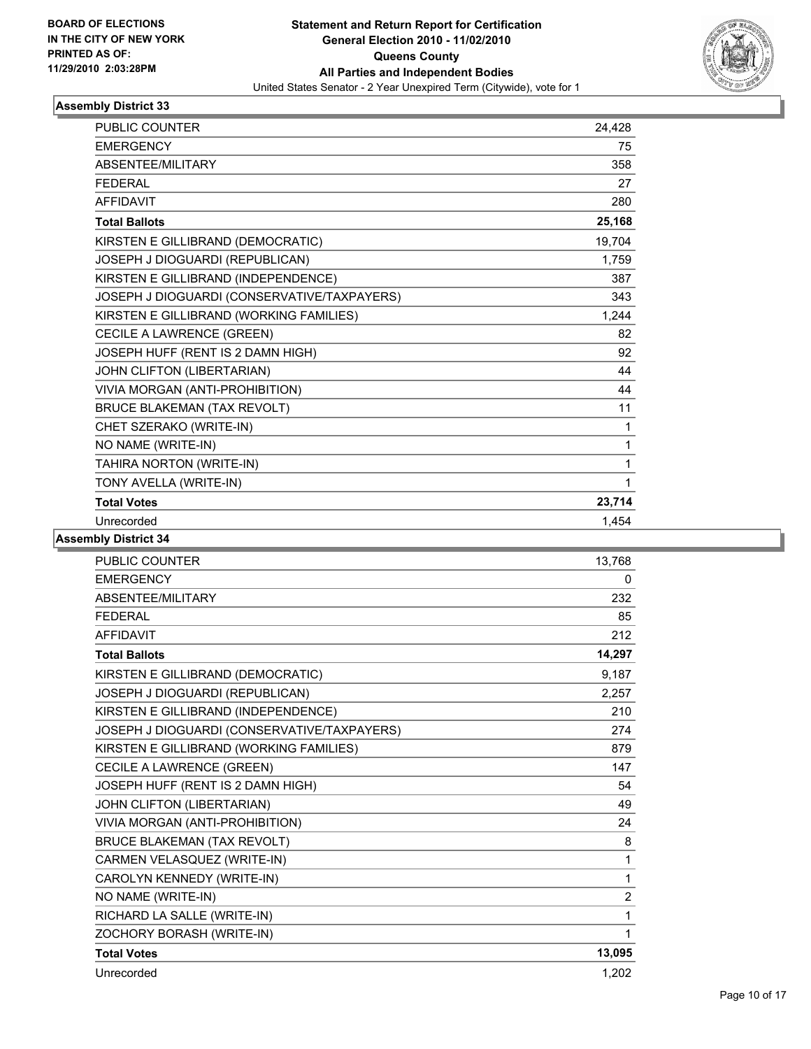**BOARD OF ELECTIONS IN THE CITY OF NEW YORK PRINTED AS OF: 11/29/2010 2:03:28PM**

**Statement and Return Report for Certification General Election 2010 - 11/02/2010 Queens County All Parties and Independent Bodies**

United States Senator - 2 Year Unexpired Term (Citywide), vote for 1

### Assembly District 33

| | |
|---|---|
| PUBLIC COUNTER | 24,428 |
| EMERGENCY | 75 |
| ABSENTEE/MILITARY | 358 |
| FEDERAL | 27 |
| AFFIDAVIT | 280 |
| **Total Ballots** | **25,168** |
| KIRSTEN E GILLIBRAND (DEMOCRATIC) | 19,704 |
| JOSEPH J DIOGUARDI (REPUBLICAN) | 1,759 |
| KIRSTEN E GILLIBRAND (INDEPENDENCE) | 387 |
| JOSEPH J DIOGUARDI (CONSERVATIVE/TAXPAYERS) | 343 |
| KIRSTEN E GILLIBRAND (WORKING FAMILIES) | 1,244 |
| CECILE A LAWRENCE (GREEN) | 82 |
| JOSEPH HUFF (RENT IS 2 DAMN HIGH) | 92 |
| JOHN CLIFTON (LIBERTARIAN) | 44 |
| VIVIA MORGAN (ANTI-PROHIBITION) | 44 |
| BRUCE BLAKEMAN (TAX REVOLT) | 11 |
| CHET SZERAKO (WRITE-IN) | 1 |
| NO NAME (WRITE-IN) | 1 |
| TAHIRA NORTON (WRITE-IN) | 1 |
| TONY AVELLA (WRITE-IN) | 1 |
| **Total Votes** | **23,714** |
| Unrecorded | 1,454 |

### Assembly District 34

| | |
|---|---|
| PUBLIC COUNTER | 13,768 |
| EMERGENCY | 0 |
| ABSENTEE/MILITARY | 232 |
| FEDERAL | 85 |
| AFFIDAVIT | 212 |
| **Total Ballots** | **14,297** |
| KIRSTEN E GILLIBRAND (DEMOCRATIC) | 9,187 |
| JOSEPH J DIOGUARDI (REPUBLICAN) | 2,257 |
| KIRSTEN E GILLIBRAND (INDEPENDENCE) | 210 |
| JOSEPH J DIOGUARDI (CONSERVATIVE/TAXPAYERS) | 274 |
| KIRSTEN E GILLIBRAND (WORKING FAMILIES) | 879 |
| CECILE A LAWRENCE (GREEN) | 147 |
| JOSEPH HUFF (RENT IS 2 DAMN HIGH) | 54 |
| JOHN CLIFTON (LIBERTARIAN) | 49 |
| VIVIA MORGAN (ANTI-PROHIBITION) | 24 |
| BRUCE BLAKEMAN (TAX REVOLT) | 8 |
| CARMEN VELASQUEZ (WRITE-IN) | 1 |
| CAROLYN KENNEDY (WRITE-IN) | 1 |
| NO NAME (WRITE-IN) | 2 |
| RICHARD LA SALLE (WRITE-IN) | 1 |
| ZOCHORY BORASH (WRITE-IN) | 1 |
| **Total Votes** | **13,095** |
| Unrecorded | 1,202 |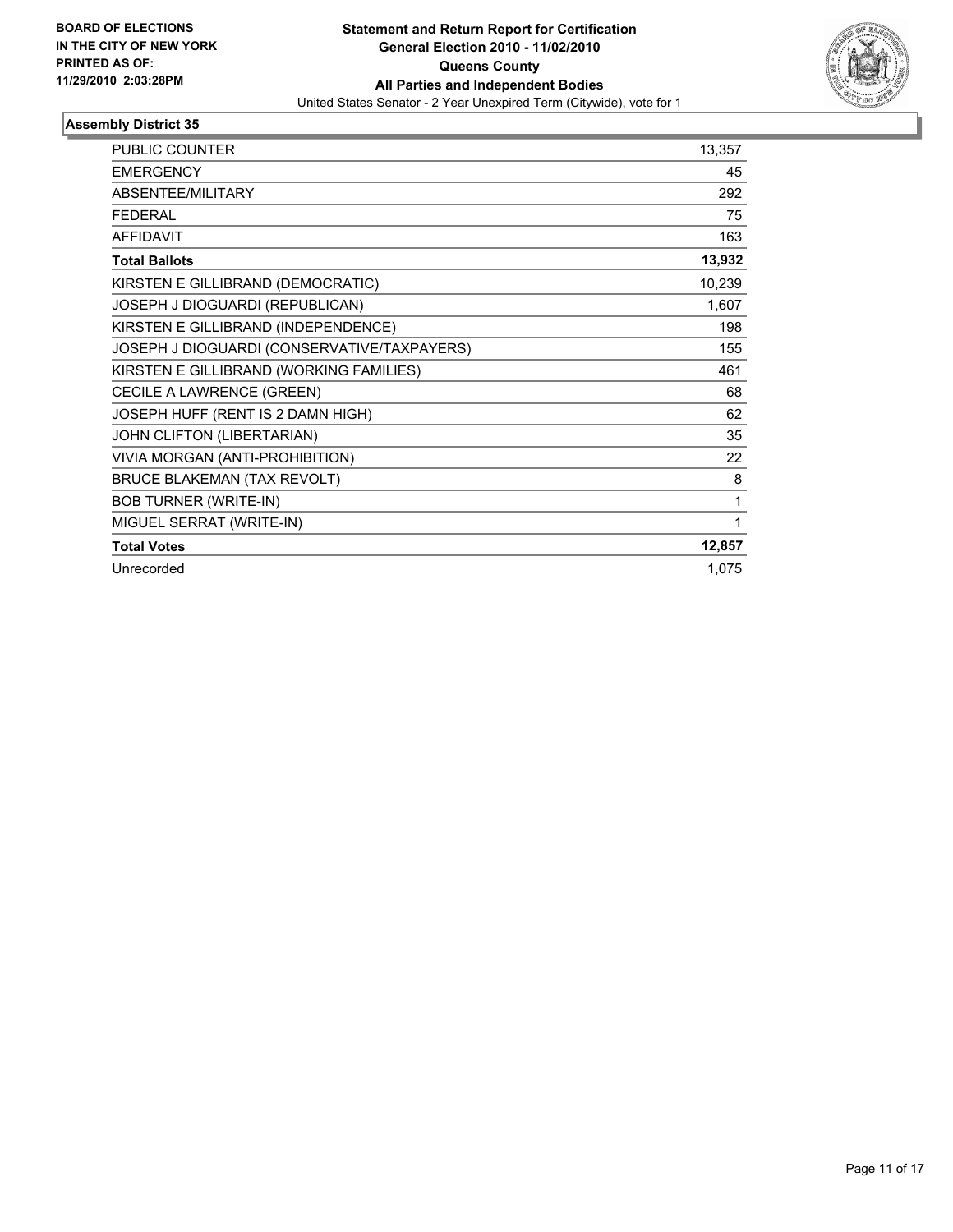**BOARD OF ELECTIONS IN THE CITY OF NEW YORK PRINTED AS OF: 11/29/2010 2:03:28PM**

**Statement and Return Report for Certification**
**General Election 2010 - 11/02/2010**
**Queens County**
**All Parties and Independent Bodies**
United States Senator - 2 Year Unexpired Term (Citywide), vote for 1

## Assembly District 35

| | |
|---|---|
| PUBLIC COUNTER | 13,357 |
| EMERGENCY | 45 |
| ABSENTEE/MILITARY | 292 |
| FEDERAL | 75 |
| AFFIDAVIT | 163 |
| **Total Ballots** | **13,932** |
| KIRSTEN E GILLIBRAND (DEMOCRATIC) | 10,239 |
| JOSEPH J DIOGUARDI (REPUBLICAN) | 1,607 |
| KIRSTEN E GILLIBRAND (INDEPENDENCE) | 198 |
| JOSEPH J DIOGUARDI (CONSERVATIVE/TAXPAYERS) | 155 |
| KIRSTEN E GILLIBRAND (WORKING FAMILIES) | 461 |
| CECILE A LAWRENCE (GREEN) | 68 |
| JOSEPH HUFF (RENT IS 2 DAMN HIGH) | 62 |
| JOHN CLIFTON (LIBERTARIAN) | 35 |
| VIVIA MORGAN (ANTI-PROHIBITION) | 22 |
| BRUCE BLAKEMAN (TAX REVOLT) | 8 |
| BOB TURNER (WRITE-IN) | 1 |
| MIGUEL SERRAT (WRITE-IN) | 1 |
| **Total Votes** | **12,857** |
| Unrecorded | 1,075 |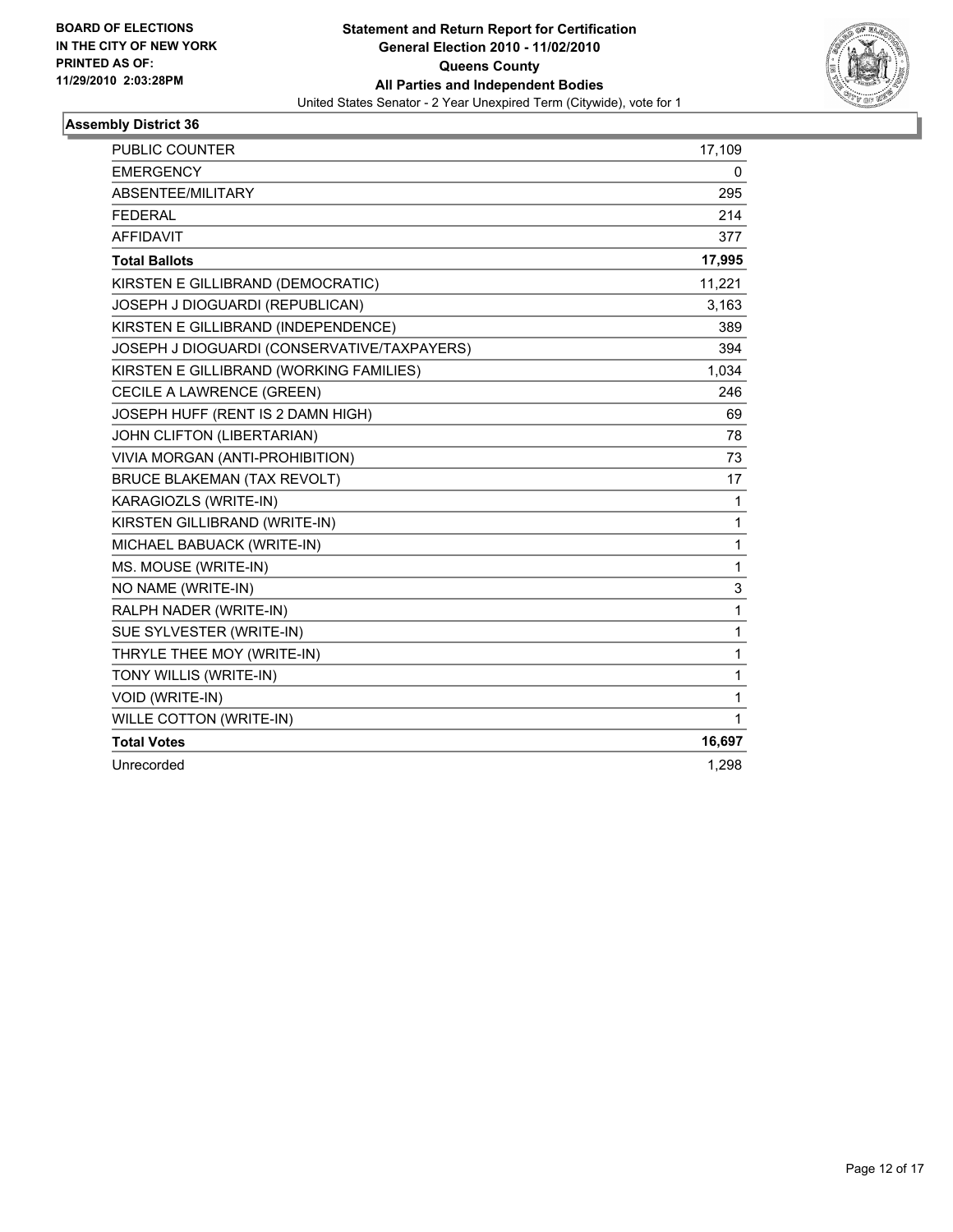**BOARD OF ELECTIONS**
**IN THE CITY OF NEW YORK**
**PRINTED AS OF:**
**11/29/2010 2:03:28PM**

**Statement and Return Report for Certification**
**General Election 2010 - 11/02/2010**
**Queens County**
**All Parties and Independent Bodies**
United States Senator - 2 Year Unexpired Term (Citywide), vote for 1

### Assembly District 36

| | |
|---|---|
| PUBLIC COUNTER | 17,109 |
| EMERGENCY | 0 |
| ABSENTEE/MILITARY | 295 |
| FEDERAL | 214 |
| AFFIDAVIT | 377 |
| **Total Ballots** | **17,995** |
| KIRSTEN E GILLIBRAND (DEMOCRATIC) | 11,221 |
| JOSEPH J DIOGUARDI (REPUBLICAN) | 3,163 |
| KIRSTEN E GILLIBRAND (INDEPENDENCE) | 389 |
| JOSEPH J DIOGUARDI (CONSERVATIVE/TAXPAYERS) | 394 |
| KIRSTEN E GILLIBRAND (WORKING FAMILIES) | 1,034 |
| CECILE A LAWRENCE (GREEN) | 246 |
| JOSEPH HUFF (RENT IS 2 DAMN HIGH) | 69 |
| JOHN CLIFTON (LIBERTARIAN) | 78 |
| VIVIA MORGAN (ANTI-PROHIBITION) | 73 |
| BRUCE BLAKEMAN (TAX REVOLT) | 17 |
| KARAGIOZLS (WRITE-IN) | 1 |
| KIRSTEN GILLIBRAND (WRITE-IN) | 1 |
| MICHAEL BABUACK (WRITE-IN) | 1 |
| MS. MOUSE (WRITE-IN) | 1 |
| NO NAME (WRITE-IN) | 3 |
| RALPH NADER (WRITE-IN) | 1 |
| SUE SYLVESTER (WRITE-IN) | 1 |
| THRYLE THEE MOY (WRITE-IN) | 1 |
| TONY WILLIS (WRITE-IN) | 1 |
| VOID (WRITE-IN) | 1 |
| WILLE COTTON (WRITE-IN) | 1 |
| **Total Votes** | **16,697** |
| Unrecorded | 1,298 |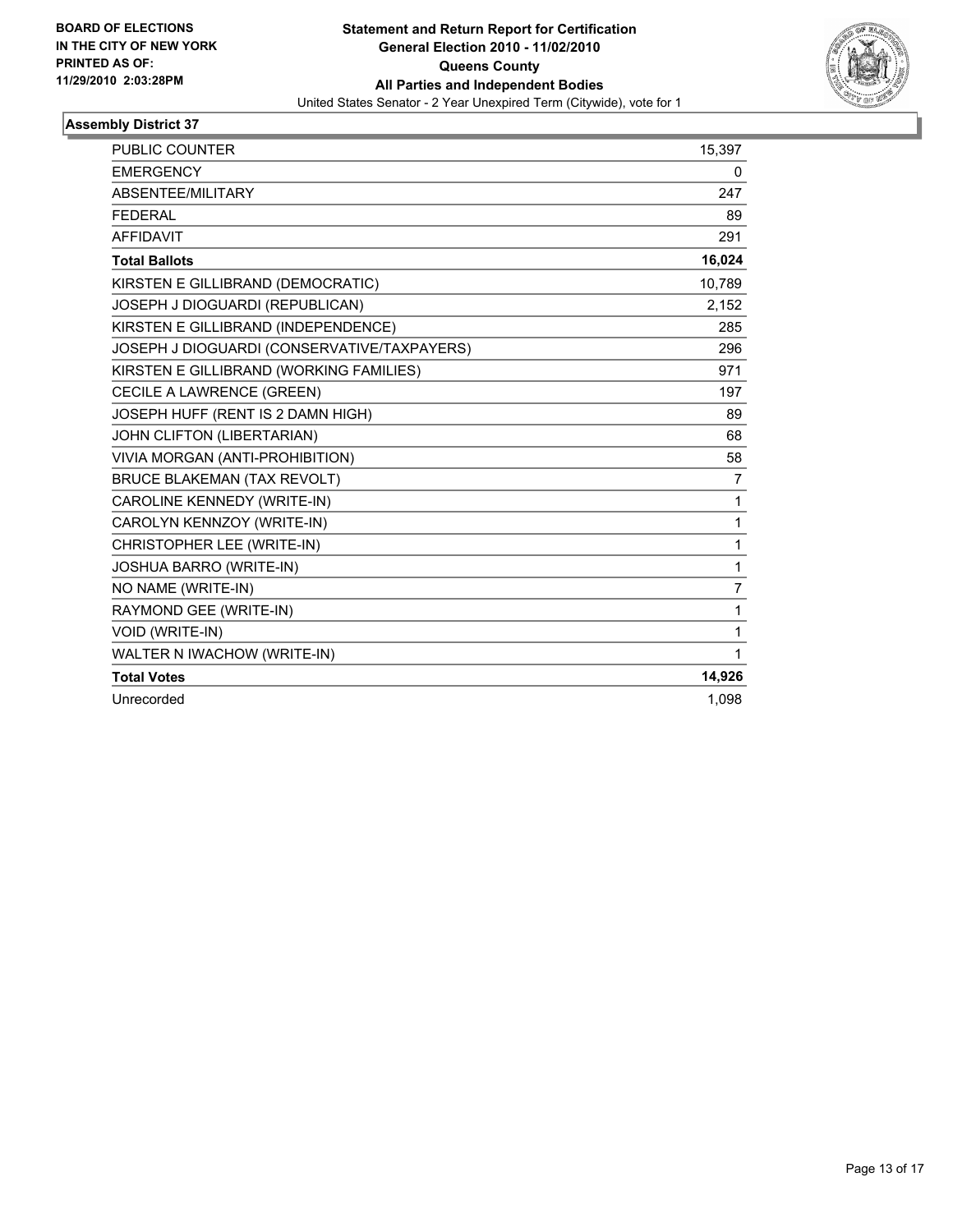**BOARD OF ELECTIONS IN THE CITY OF NEW YORK PRINTED AS OF: 11/29/2010 2:03:28PM**

**Statement and Return Report for Certification General Election 2010 - 11/02/2010 Queens County All Parties and Independent Bodies**

United States Senator - 2 Year Unexpired Term (Citywide), vote for 1

**Assembly District 37**

| | |
|---|---|
| PUBLIC COUNTER | 15,397 |
| EMERGENCY | 0 |
| ABSENTEE/MILITARY | 247 |
| FEDERAL | 89 |
| AFFIDAVIT | 291 |
| **Total Ballots** | **16,024** |
| KIRSTEN E GILLIBRAND (DEMOCRATIC) | 10,789 |
| JOSEPH J DIOGUARDI (REPUBLICAN) | 2,152 |
| KIRSTEN E GILLIBRAND (INDEPENDENCE) | 285 |
| JOSEPH J DIOGUARDI (CONSERVATIVE/TAXPAYERS) | 296 |
| KIRSTEN E GILLIBRAND (WORKING FAMILIES) | 971 |
| CECILE A LAWRENCE (GREEN) | 197 |
| JOSEPH HUFF (RENT IS 2 DAMN HIGH) | 89 |
| JOHN CLIFTON (LIBERTARIAN) | 68 |
| VIVIA MORGAN (ANTI-PROHIBITION) | 58 |
| BRUCE BLAKEMAN (TAX REVOLT) | 7 |
| CAROLINE KENNEDY (WRITE-IN) | 1 |
| CAROLYN KENNZOY (WRITE-IN) | 1 |
| CHRISTOPHER LEE (WRITE-IN) | 1 |
| JOSHUA BARRO (WRITE-IN) | 1 |
| NO NAME (WRITE-IN) | 7 |
| RAYMOND GEE (WRITE-IN) | 1 |
| VOID (WRITE-IN) | 1 |
| WALTER N IWACHOW (WRITE-IN) | 1 |
| **Total Votes** | **14,926** |
| Unrecorded | 1,098 |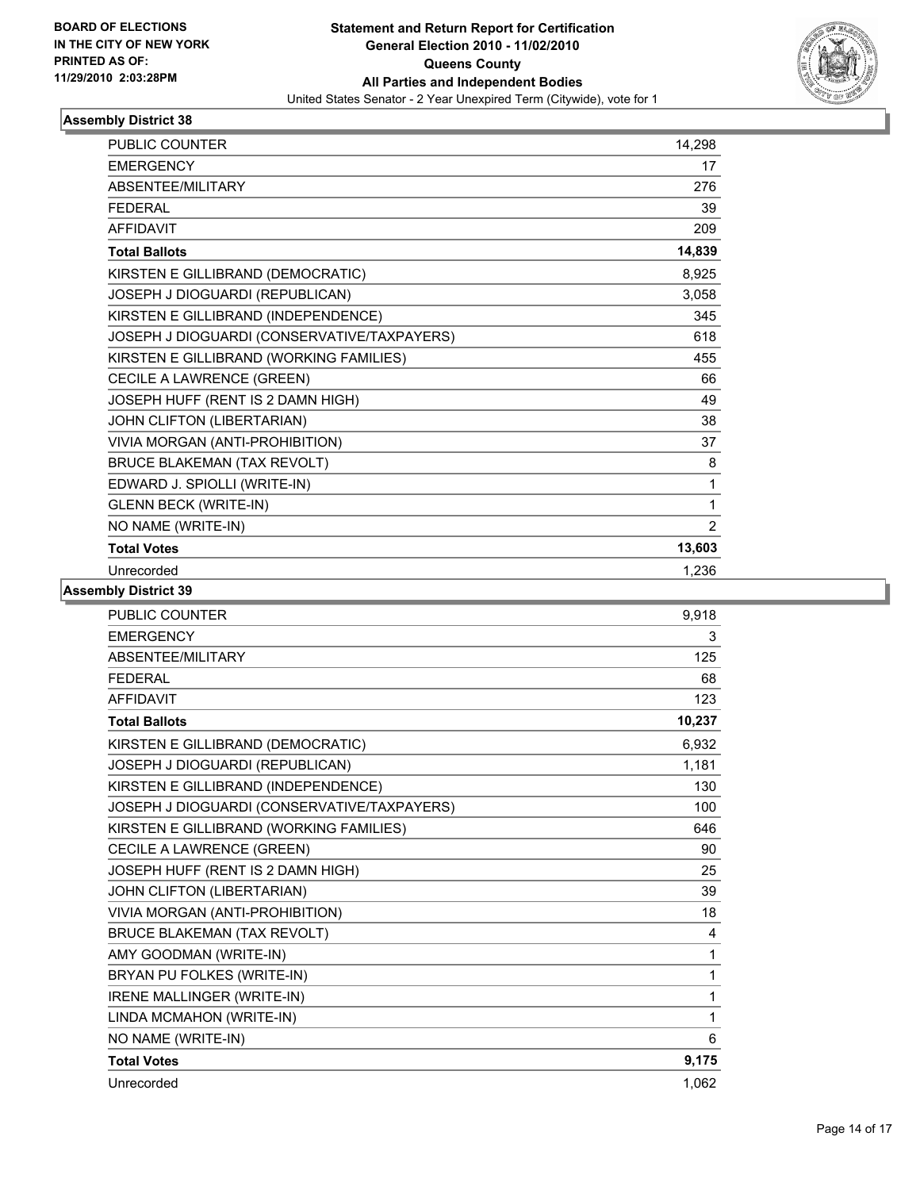BOARD OF ELECTIONS
IN THE CITY OF NEW YORK
PRINTED AS OF:
11/29/2010 2:03:28PM

**Statement and Return Report for Certification**
**General Election 2010 - 11/02/2010**
**Queens County**
**All Parties and Independent Bodies**
United States Senator - 2 Year Unexpired Term (Citywide), vote for 1

## Assembly District 38

| | |
|---|---|
| PUBLIC COUNTER | 14,298 |
| EMERGENCY | 17 |
| ABSENTEE/MILITARY | 276 |
| FEDERAL | 39 |
| AFFIDAVIT | 209 |
| **Total Ballots** | **14,839** |
| KIRSTEN E GILLIBRAND (DEMOCRATIC) | 8,925 |
| JOSEPH J DIOGUARDI (REPUBLICAN) | 3,058 |
| KIRSTEN E GILLIBRAND (INDEPENDENCE) | 345 |
| JOSEPH J DIOGUARDI (CONSERVATIVE/TAXPAYERS) | 618 |
| KIRSTEN E GILLIBRAND (WORKING FAMILIES) | 455 |
| CECILE A LAWRENCE (GREEN) | 66 |
| JOSEPH HUFF (RENT IS 2 DAMN HIGH) | 49 |
| JOHN CLIFTON (LIBERTARIAN) | 38 |
| VIVIA MORGAN (ANTI-PROHIBITION) | 37 |
| BRUCE BLAKEMAN (TAX REVOLT) | 8 |
| EDWARD J. SPIOLLI (WRITE-IN) | 1 |
| GLENN BECK (WRITE-IN) | 1 |
| NO NAME (WRITE-IN) | 2 |
| **Total Votes** | **13,603** |
| Unrecorded | 1,236 |

## Assembly District 39

| | |
|---|---|
| PUBLIC COUNTER | 9,918 |
| EMERGENCY | 3 |
| ABSENTEE/MILITARY | 125 |
| FEDERAL | 68 |
| AFFIDAVIT | 123 |
| **Total Ballots** | **10,237** |
| KIRSTEN E GILLIBRAND (DEMOCRATIC) | 6,932 |
| JOSEPH J DIOGUARDI (REPUBLICAN) | 1,181 |
| KIRSTEN E GILLIBRAND (INDEPENDENCE) | 130 |
| JOSEPH J DIOGUARDI (CONSERVATIVE/TAXPAYERS) | 100 |
| KIRSTEN E GILLIBRAND (WORKING FAMILIES) | 646 |
| CECILE A LAWRENCE (GREEN) | 90 |
| JOSEPH HUFF (RENT IS 2 DAMN HIGH) | 25 |
| JOHN CLIFTON (LIBERTARIAN) | 39 |
| VIVIA MORGAN (ANTI-PROHIBITION) | 18 |
| BRUCE BLAKEMAN (TAX REVOLT) | 4 |
| AMY GOODMAN (WRITE-IN) | 1 |
| BRYAN PU FOLKES (WRITE-IN) | 1 |
| IRENE MALLINGER (WRITE-IN) | 1 |
| LINDA MCMAHON (WRITE-IN) | 1 |
| NO NAME (WRITE-IN) | 6 |
| **Total Votes** | **9,175** |
| Unrecorded | 1,062 |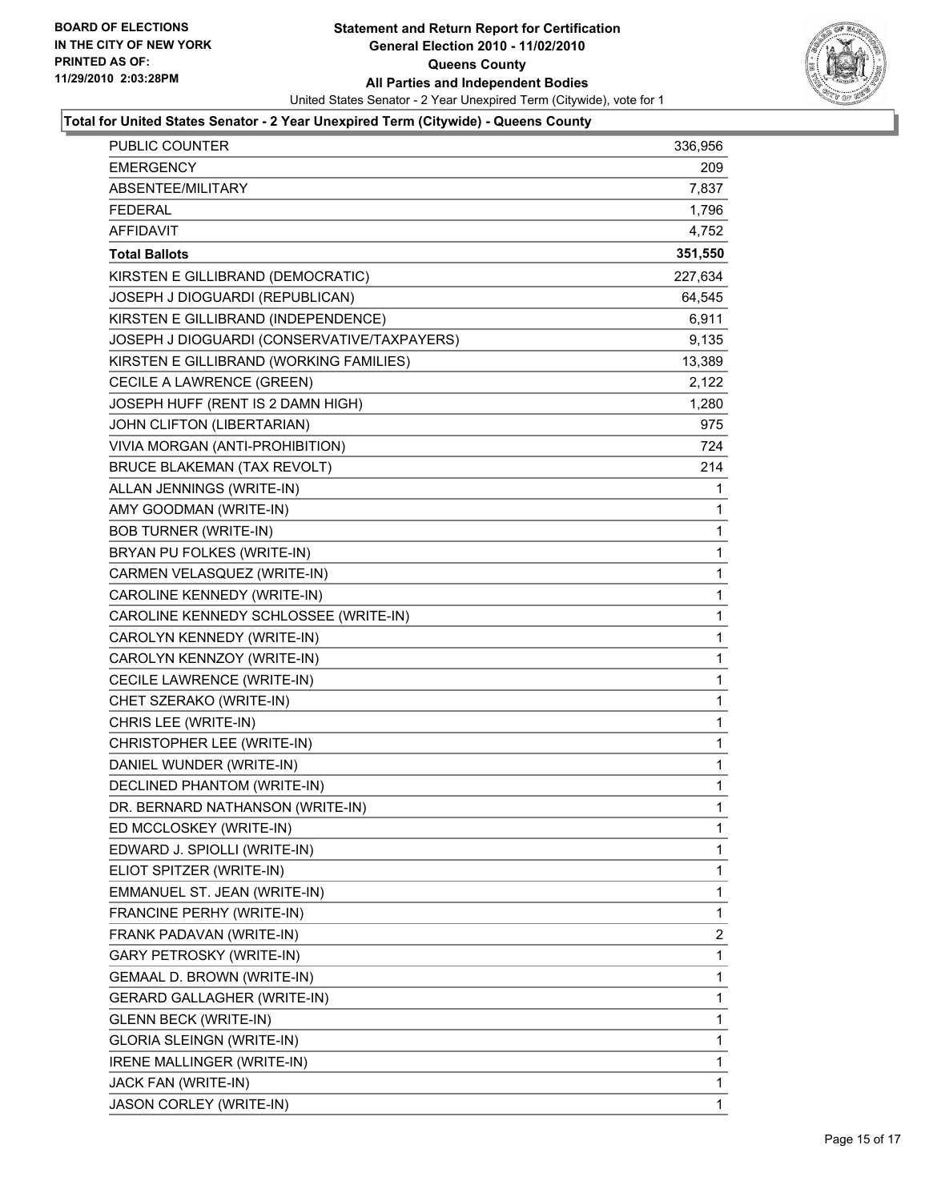**BOARD OF ELECTIONS IN THE CITY OF NEW YORK PRINTED AS OF: 11/29/2010 2:03:28PM**

**Statement and Return Report for Certification General Election 2010 - 11/02/2010 Queens County All Parties and Independent Bodies**

United States Senator - 2 Year Unexpired Term (Citywide), vote for 1

**Total for United States Senator - 2 Year Unexpired Term (Citywide) - Queens County**

| | |
|---|---|
| PUBLIC COUNTER | 336,956 |
| EMERGENCY | 209 |
| ABSENTEE/MILITARY | 7,837 |
| FEDERAL | 1,796 |
| AFFIDAVIT | 4,752 |
| **Total Ballots** | **351,550** |
| KIRSTEN E GILLIBRAND (DEMOCRATIC) | 227,634 |
| JOSEPH J DIOGUARDI (REPUBLICAN) | 64,545 |
| KIRSTEN E GILLIBRAND (INDEPENDENCE) | 6,911 |
| JOSEPH J DIOGUARDI (CONSERVATIVE/TAXPAYERS) | 9,135 |
| KIRSTEN E GILLIBRAND (WORKING FAMILIES) | 13,389 |
| CECILE A LAWRENCE (GREEN) | 2,122 |
| JOSEPH HUFF (RENT IS 2 DAMN HIGH) | 1,280 |
| JOHN CLIFTON (LIBERTARIAN) | 975 |
| VIVIA MORGAN (ANTI-PROHIBITION) | 724 |
| BRUCE BLAKEMAN (TAX REVOLT) | 214 |
| ALLAN JENNINGS (WRITE-IN) | 1 |
| AMY GOODMAN (WRITE-IN) | 1 |
| BOB TURNER (WRITE-IN) | 1 |
| BRYAN PU FOLKES (WRITE-IN) | 1 |
| CARMEN VELASQUEZ (WRITE-IN) | 1 |
| CAROLINE KENNEDY (WRITE-IN) | 1 |
| CAROLINE KENNEDY SCHLOSSEE (WRITE-IN) | 1 |
| CAROLYN KENNEDY (WRITE-IN) | 1 |
| CAROLYN KENNZOY (WRITE-IN) | 1 |
| CECILE LAWRENCE (WRITE-IN) | 1 |
| CHET SZERAKO (WRITE-IN) | 1 |
| CHRIS LEE (WRITE-IN) | 1 |
| CHRISTOPHER LEE (WRITE-IN) | 1 |
| DANIEL WUNDER (WRITE-IN) | 1 |
| DECLINED PHANTOM (WRITE-IN) | 1 |
| DR. BERNARD NATHANSON (WRITE-IN) | 1 |
| ED MCCLOSKEY (WRITE-IN) | 1 |
| EDWARD J. SPIOLLI (WRITE-IN) | 1 |
| ELIOT SPITZER (WRITE-IN) | 1 |
| EMMANUEL ST. JEAN (WRITE-IN) | 1 |
| FRANCINE PERHY (WRITE-IN) | 1 |
| FRANK PADAVAN (WRITE-IN) | 2 |
| GARY PETROSKY (WRITE-IN) | 1 |
| GEMAAL D. BROWN (WRITE-IN) | 1 |
| GERARD GALLAGHER (WRITE-IN) | 1 |
| GLENN BECK (WRITE-IN) | 1 |
| GLORIA SLEINGN (WRITE-IN) | 1 |
| IRENE MALLINGER (WRITE-IN) | 1 |
| JACK FAN (WRITE-IN) | 1 |
| JASON CORLEY (WRITE-IN) | 1 |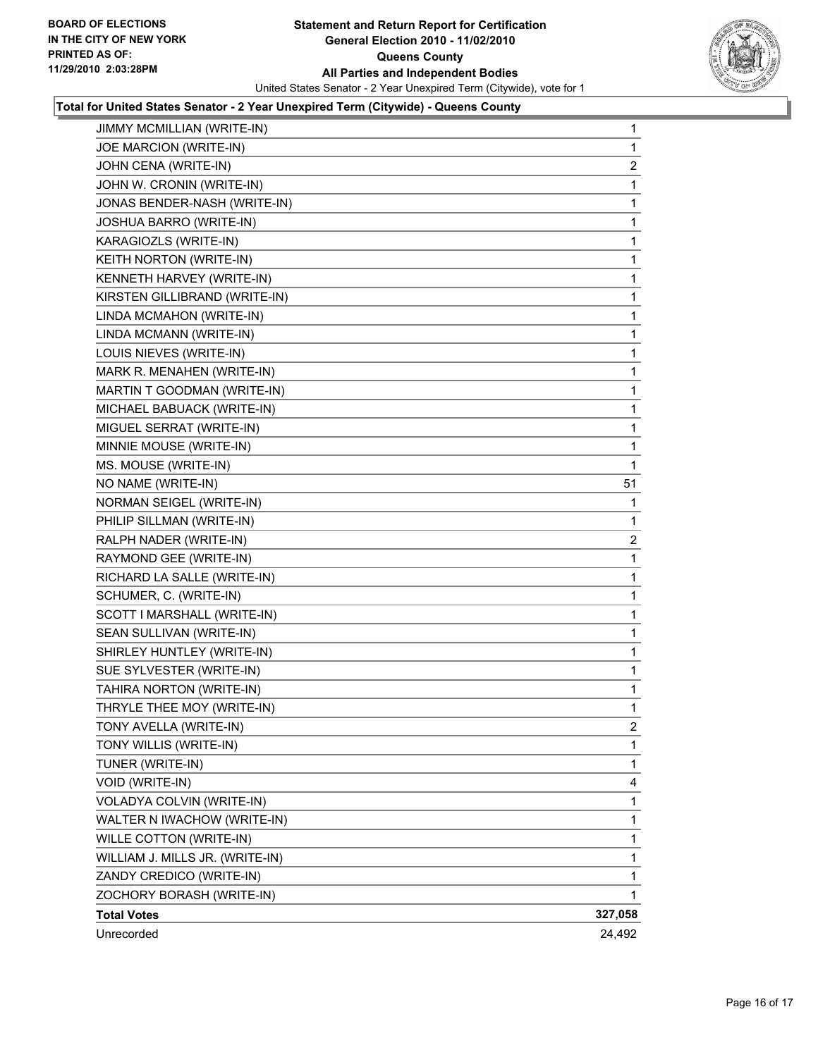**BOARD OF ELECTIONS IN THE CITY OF NEW YORK PRINTED AS OF: 11/29/2010 2:03:28PM**

**Statement and Return Report for Certification General Election 2010 - 11/02/2010 Queens County All Parties and Independent Bodies**

United States Senator - 2 Year Unexpired Term (Citywide), vote for 1

**Total for United States Senator - 2 Year Unexpired Term (Citywide) - Queens County**

| | |
|---|---|
| JIMMY MCMILLIAN (WRITE-IN) | 1 |
| JOE MARCION (WRITE-IN) | 1 |
| JOHN CENA (WRITE-IN) | 2 |
| JOHN W. CRONIN (WRITE-IN) | 1 |
| JONAS BENDER-NASH (WRITE-IN) | 1 |
| JOSHUA BARRO (WRITE-IN) | 1 |
| KARAGIOZLS (WRITE-IN) | 1 |
| KEITH NORTON (WRITE-IN) | 1 |
| KENNETH HARVEY (WRITE-IN) | 1 |
| KIRSTEN GILLIBRAND (WRITE-IN) | 1 |
| LINDA MCMAHON (WRITE-IN) | 1 |
| LINDA MCMANN (WRITE-IN) | 1 |
| LOUIS NIEVES (WRITE-IN) | 1 |
| MARK R. MENAHEN (WRITE-IN) | 1 |
| MARTIN T GOODMAN (WRITE-IN) | 1 |
| MICHAEL BABUACK (WRITE-IN) | 1 |
| MIGUEL SERRAT (WRITE-IN) | 1 |
| MINNIE MOUSE (WRITE-IN) | 1 |
| MS. MOUSE (WRITE-IN) | 1 |
| NO NAME (WRITE-IN) | 51 |
| NORMAN SEIGEL (WRITE-IN) | 1 |
| PHILIP SILLMAN (WRITE-IN) | 1 |
| RALPH NADER (WRITE-IN) | 2 |
| RAYMOND GEE (WRITE-IN) | 1 |
| RICHARD LA SALLE (WRITE-IN) | 1 |
| SCHUMER, C. (WRITE-IN) | 1 |
| SCOTT I MARSHALL (WRITE-IN) | 1 |
| SEAN SULLIVAN (WRITE-IN) | 1 |
| SHIRLEY HUNTLEY (WRITE-IN) | 1 |
| SUE SYLVESTER (WRITE-IN) | 1 |
| TAHIRA NORTON (WRITE-IN) | 1 |
| THRYLE THEE MOY (WRITE-IN) | 1 |
| TONY AVELLA (WRITE-IN) | 2 |
| TONY WILLIS (WRITE-IN) | 1 |
| TUNER (WRITE-IN) | 1 |
| VOID (WRITE-IN) | 4 |
| VOLADYA COLVIN (WRITE-IN) | 1 |
| WALTER N IWACHOW (WRITE-IN) | 1 |
| WILLE COTTON (WRITE-IN) | 1 |
| WILLIAM J. MILLS JR. (WRITE-IN) | 1 |
| ZANDY CREDICO (WRITE-IN) | 1 |
| ZOCHORY BORASH (WRITE-IN) | 1 |
| **Total Votes** | **327,058** |
| Unrecorded | 24,492 |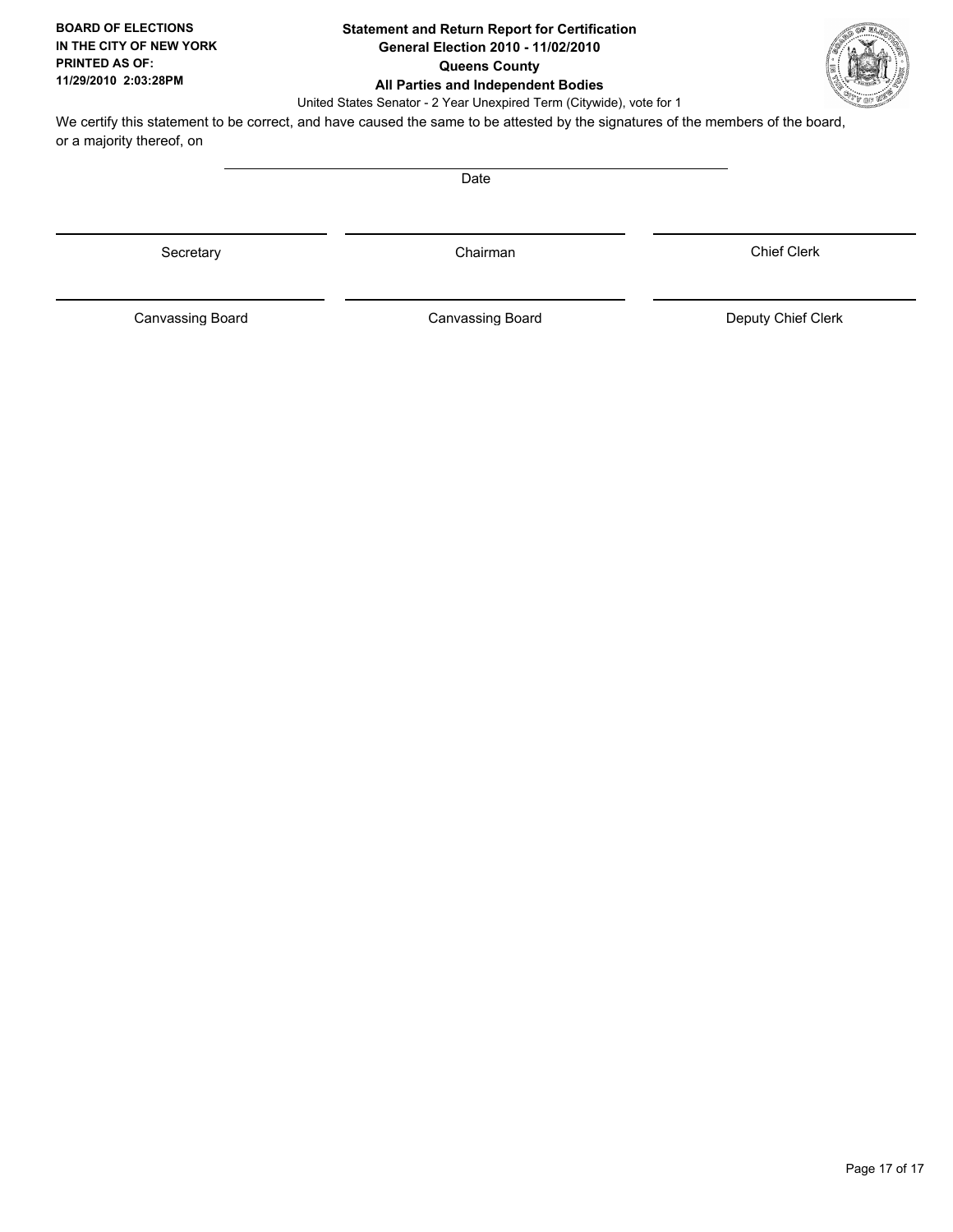We certify this statement to be correct, and have caused the same to be attested by the signatures of the members of the board, or a majority thereof, on

Date

Secretary

Chairman

Chief Clerk

Canvassing Board

Canvassing Board

Deputy Chief Clerk